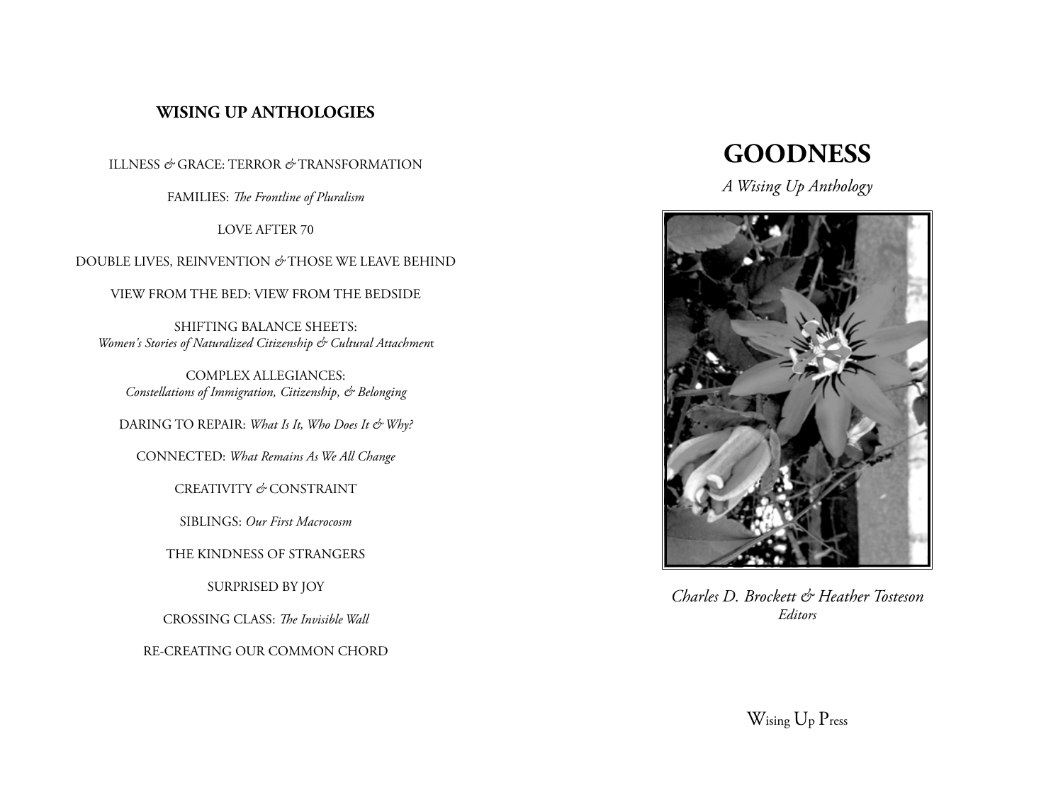**WISING UP ANTHOLOGIES**

ILLNESS *&* GRACE: TERROR *&* TRANSFORMATION

FAMILIES: *The Frontline of Pluralism*

LOVE AFTER 70

DOUBLE LIVES, REINVENTION *&* THOSE WE LEAVE BEHIND

VIEW FROM THE BED: VIEW FROM THE BEDSIDE

SHIFTING BALANCE SHEETS:
*Women's Stories of Naturalized Citizenship & Cultural Attachment*

COMPLEX ALLEGIANCES:
*Constellations of Immigration, Citizenship, & Belonging*

DARING TO REPAIR: *What Is It, Who Does It & Why?*

CONNECTED: *What Remains As We All Change*

CREATIVITY *&* CONSTRAINT

SIBLINGS: *Our First Macrocosm*

THE KINDNESS OF STRANGERS

SURPRISED BY JOY

CROSSING CLASS: *The Invisible Wall*

RE-CREATING OUR COMMON CHORD

# GOODNESS

*A Wising Up Anthology*

*Charles D. Brockett & Heather Tosteson*
*Editors*

Wising Up Press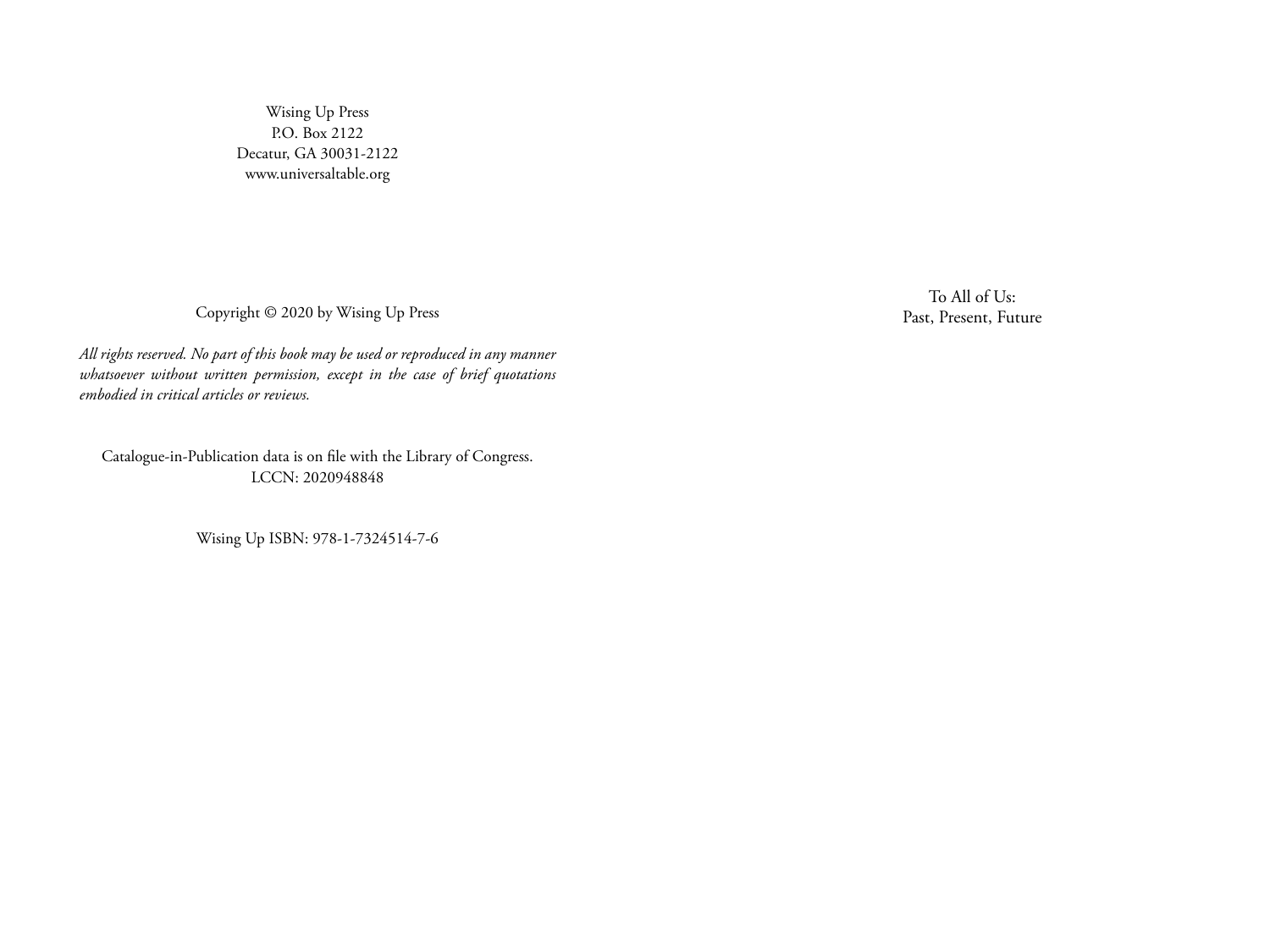Wising Up Press
P.O. Box 2122
Decatur, GA 30031-2122
www.universaltable.org

Copyright © 2020 by Wising Up Press

*All rights reserved. No part of this book may be used or reproduced in any manner whatsoever without written permission, except in the case of brief quotations embodied in critical articles or reviews.*

Catalogue-in-Publication data is on file with the Library of Congress.
LCCN: 2020948848

Wising Up ISBN: 978-1-7324514-7-6

To All of Us:
Past, Present, Future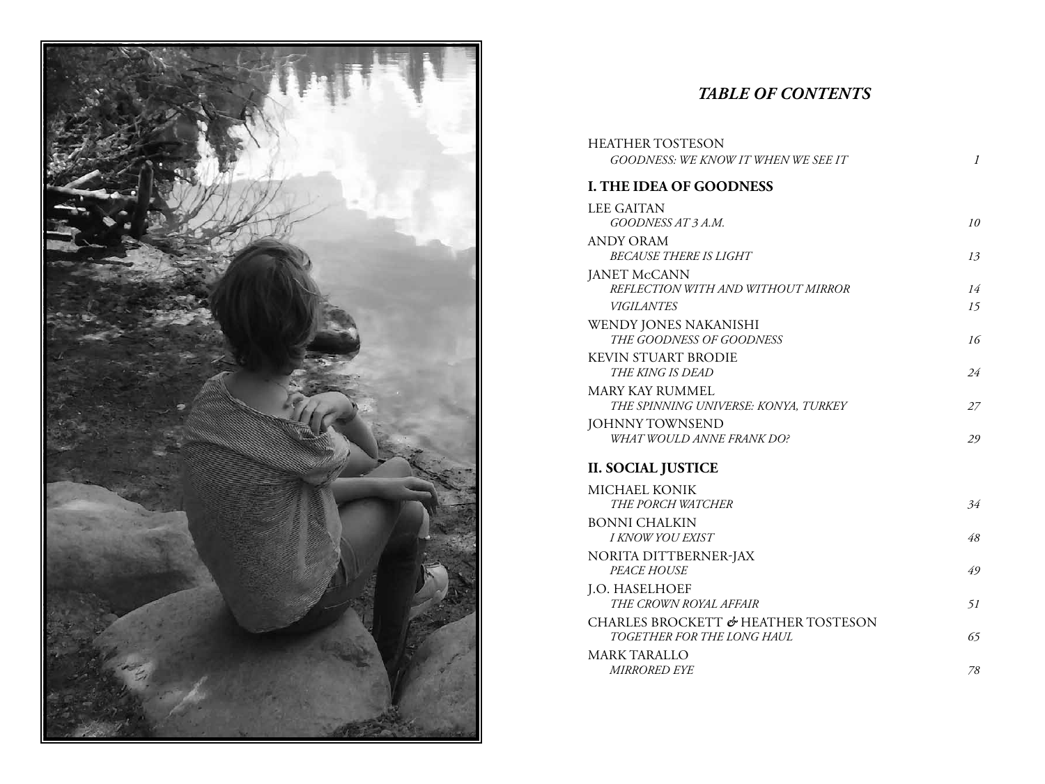# *TABLE OF CONTENTS*

HEATHER TOSTESON
*GOODNESS: WE KNOW IT WHEN WE SEE IT* 1

## I. THE IDEA OF GOODNESS

LEE GAITAN
*GOODNESS AT 3 A.M.* 10

ANDY ORAM
*BECAUSE THERE IS LIGHT* 13

JANET McCANN
*REFLECTION WITH AND WITHOUT MIRROR* 14
*VIGILANTES* 15

WENDY JONES NAKANISHI
*THE GOODNESS OF GOODNESS* 16

KEVIN STUART BRODIE
*THE KING IS DEAD* 24

MARY KAY RUMMEL
*THE SPINNING UNIVERSE: KONYA, TURKEY* 27

JOHNNY TOWNSEND
*WHAT WOULD ANNE FRANK DO?* 29

## II. SOCIAL JUSTICE

MICHAEL KONIK
*THE PORCH WATCHER* 34

BONNI CHALKIN
*I KNOW YOU EXIST* 48

NORITA DITTBERNER-JAX
*PEACE HOUSE* 49

J.O. HASELHOEF
*THE CROWN ROYAL AFFAIR* 51

CHARLES BROCKETT & HEATHER TOSTESON
*TOGETHER FOR THE LONG HAUL* 65

MARK TARALLO
*MIRRORED EYE* 78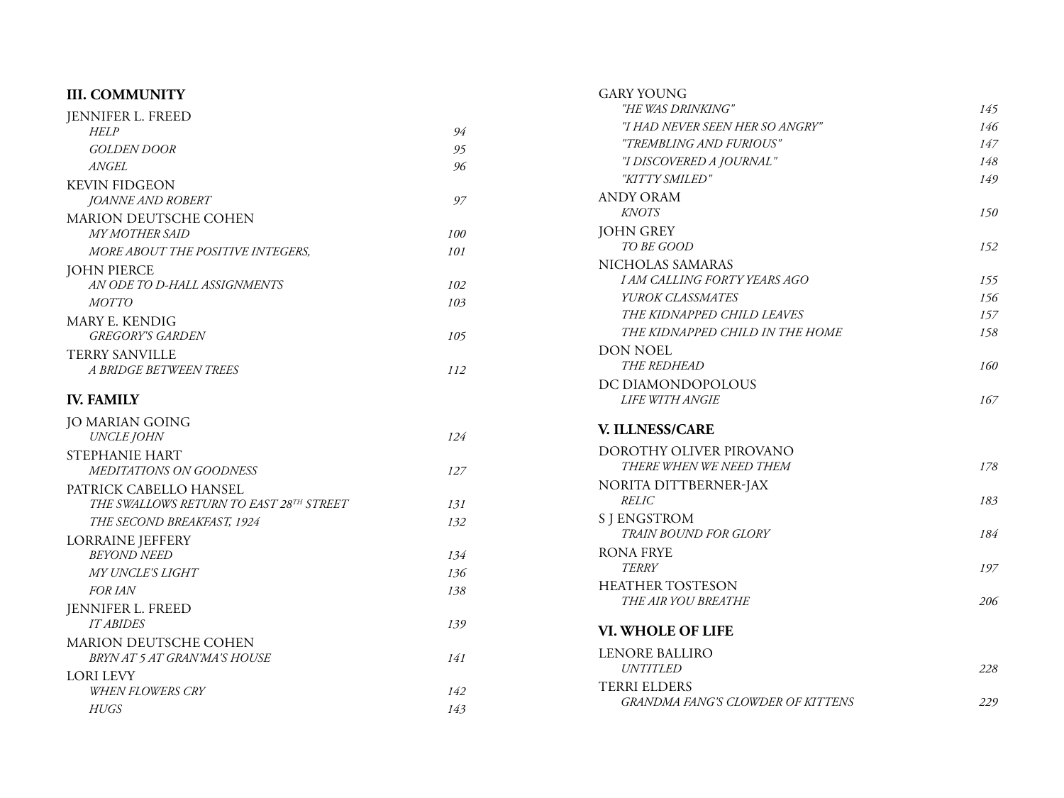## III. COMMUNITY

JENNIFER L. FREED
- *HELP* 94
- *GOLDEN DOOR* 95
- *ANGEL* 96

KEVIN FIDGEON
- *JOANNE AND ROBERT* 97

MARION DEUTSCHE COHEN
- *MY MOTHER SAID* 100
- *MORE ABOUT THE POSITIVE INTEGERS,* 101

JOHN PIERCE
- *AN ODE TO D-HALL ASSIGNMENTS* 102
- *MOTTO* 103

MARY E. KENDIG
- *GREGORY'S GARDEN* 105

TERRY SANVILLE
- *A BRIDGE BETWEEN TREES* 112

## IV. FAMILY

JO MARIAN GOING
- *UNCLE JOHN* 124

STEPHANIE HART
- *MEDITATIONS ON GOODNESS* 127

PATRICK CABELLO HANSEL
- *THE SWALLOWS RETURN TO EAST 28TH STREET* 131
- *THE SECOND BREAKFAST, 1924* 132

LORRAINE JEFFERY
- *BEYOND NEED* 134
- *MY UNCLE'S LIGHT* 136
- *FOR IAN* 138

JENNIFER L. FREED
- *IT ABIDES* 139

MARION DEUTSCHE COHEN
- *BRYN AT 5 AT GRAN'MA'S HOUSE* 141

LORI LEVY
- *WHEN FLOWERS CRY* 142
- *HUGS* 143

GARY YOUNG
- *"HE WAS DRINKING"* 145
- *"I HAD NEVER SEEN HER SO ANGRY"* 146
- *"TREMBLING AND FURIOUS"* 147
- *"I DISCOVERED A JOURNAL"* 148
- *"KITTY SMILED"* 149

ANDY ORAM
- *KNOTS* 150

JOHN GREY
- *TO BE GOOD* 152

NICHOLAS SAMARAS
- *I AM CALLING FORTY YEARS AGO* 155
- *YUROK CLASSMATES* 156
- *THE KIDNAPPED CHILD LEAVES* 157
- *THE KIDNAPPED CHILD IN THE HOME* 158

DON NOEL
- *THE REDHEAD* 160

DC DIAMONDOPOLOUS
- *LIFE WITH ANGIE* 167

## V. ILLNESS/CARE

DOROTHY OLIVER PIROVANO
- *THERE WHEN WE NEED THEM* 178

NORITA DITTBERNER-JAX
- *RELIC* 183

S J ENGSTROM
- *TRAIN BOUND FOR GLORY* 184

RONA FRYE
- *TERRY* 197

HEATHER TOSTESON
- *THE AIR YOU BREATHE* 206

## VI. WHOLE OF LIFE

LENORE BALLIRO
- *UNTITLED* 228

TERRI ELDERS
- *GRANDMA FANG'S CLOWDER OF KITTENS* 229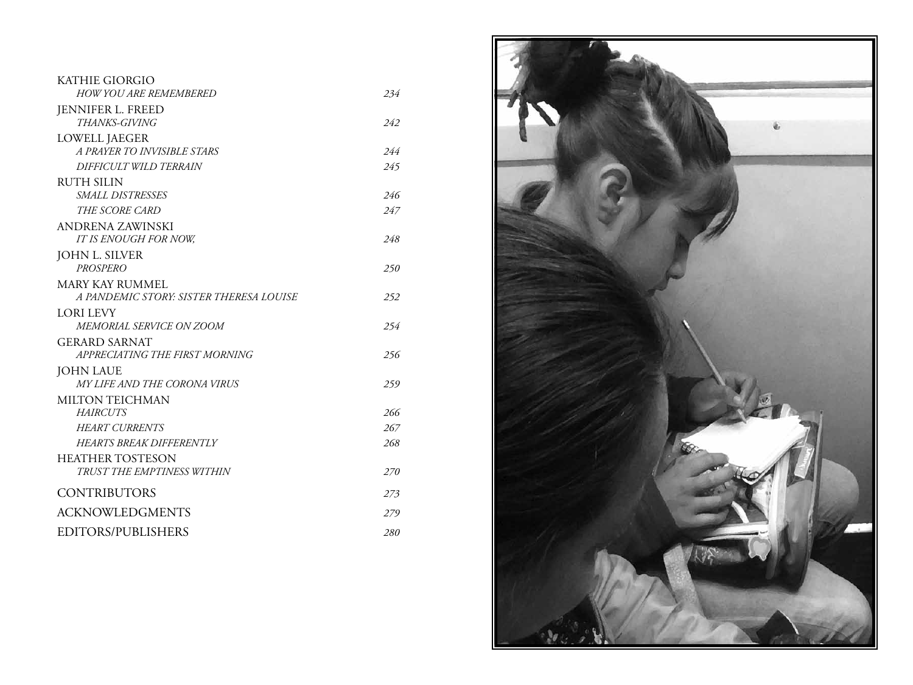KATHIE GIORGIO
*HOW YOU ARE REMEMBERED* 234

JENNIFER L. FREED
*THANKS-GIVING* 242

LOWELL JAEGER
*A PRAYER TO INVISIBLE STARS* 244
*DIFFICULT WILD TERRAIN* 245

RUTH SILIN
*SMALL DISTRESSES* 246
*THE SCORE CARD* 247

ANDRENA ZAWINSKI
*IT IS ENOUGH FOR NOW,* 248

JOHN L. SILVER
*PROSPERO* 250

MARY KAY RUMMEL
*A PANDEMIC STORY: SISTER THERESA LOUISE* 252

LORI LEVY
*MEMORIAL SERVICE ON ZOOM* 254

GERARD SARNAT
*APPRECIATING THE FIRST MORNING* 256

JOHN LAUE
*MY LIFE AND THE CORONA VIRUS* 259

MILTON TEICHMAN
*HAIRCUTS* 266
*HEART CURRENTS* 267
*HEARTS BREAK DIFFERENTLY* 268

HEATHER TOSTESON
*TRUST THE EMPTINESS WITHIN* 270

CONTRIBUTORS 273

ACKNOWLEDGMENTS 279

EDITORS/PUBLISHERS 280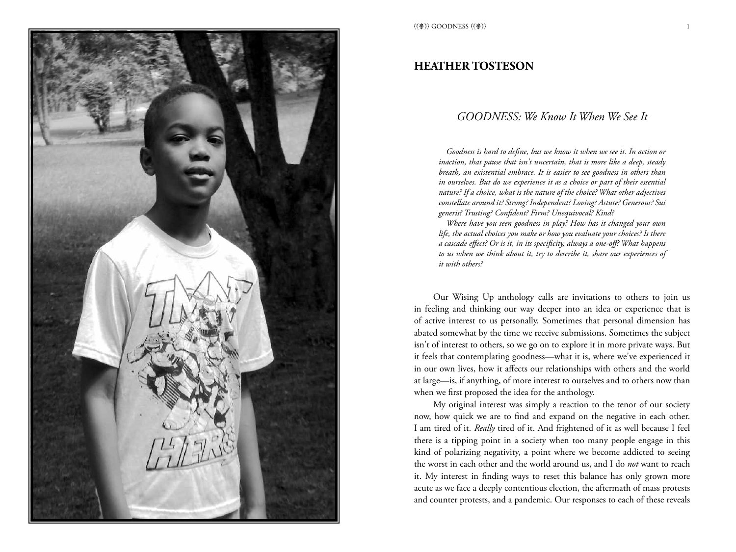## HEATHER TOSTESON

### *GOODNESS: We Know It When We See It*

*Goodness is hard to define, but we know it when we see it. In action or inaction, that pause that isn't uncertain, that is more like a deep, steady breath, an existential embrace. It is easier to see goodness in others than in ourselves. But do we experience it as a choice or part of their essential nature? If a choice, what is the nature of the choice? What other adjectives constellate around it? Strong? Independent? Loving? Astute? Generous? Sui generis? Trusting? Confident? Firm? Unequivocal? Kind?*

*Where have you seen goodness in play? How has it changed your own life, the actual choices you make or how you evaluate your choices? Is there a cascade effect? Or is it, in its specificity, always a one-off? What happens to us when we think about it, try to describe it, share our experiences of it with others?*

Our Wising Up anthology calls are invitations to others to join us in feeling and thinking our way deeper into an idea or experience that is of active interest to us personally. Sometimes that personal dimension has abated somewhat by the time we receive submissions. Sometimes the subject isn't of interest to others, so we go on to explore it in more private ways. But it feels that contemplating goodness—what it is, where we've experienced it in our own lives, how it affects our relationships with others and the world at large—is, if anything, of more interest to ourselves and to others now than when we first proposed the idea for the anthology.

My original interest was simply a reaction to the tenor of our society now, how quick we are to find and expand on the negative in each other. I am tired of it. *Really* tired of it. And frightened of it as well because I feel there is a tipping point in a society when too many people engage in this kind of polarizing negativity, a point where we become addicted to seeing the worst in each other and the world around us, and I do *not* want to reach it. My interest in finding ways to reset this balance has only grown more acute as we face a deeply contentious election, the aftermath of mass protests and counter protests, and a pandemic. Our responses to each of these reveals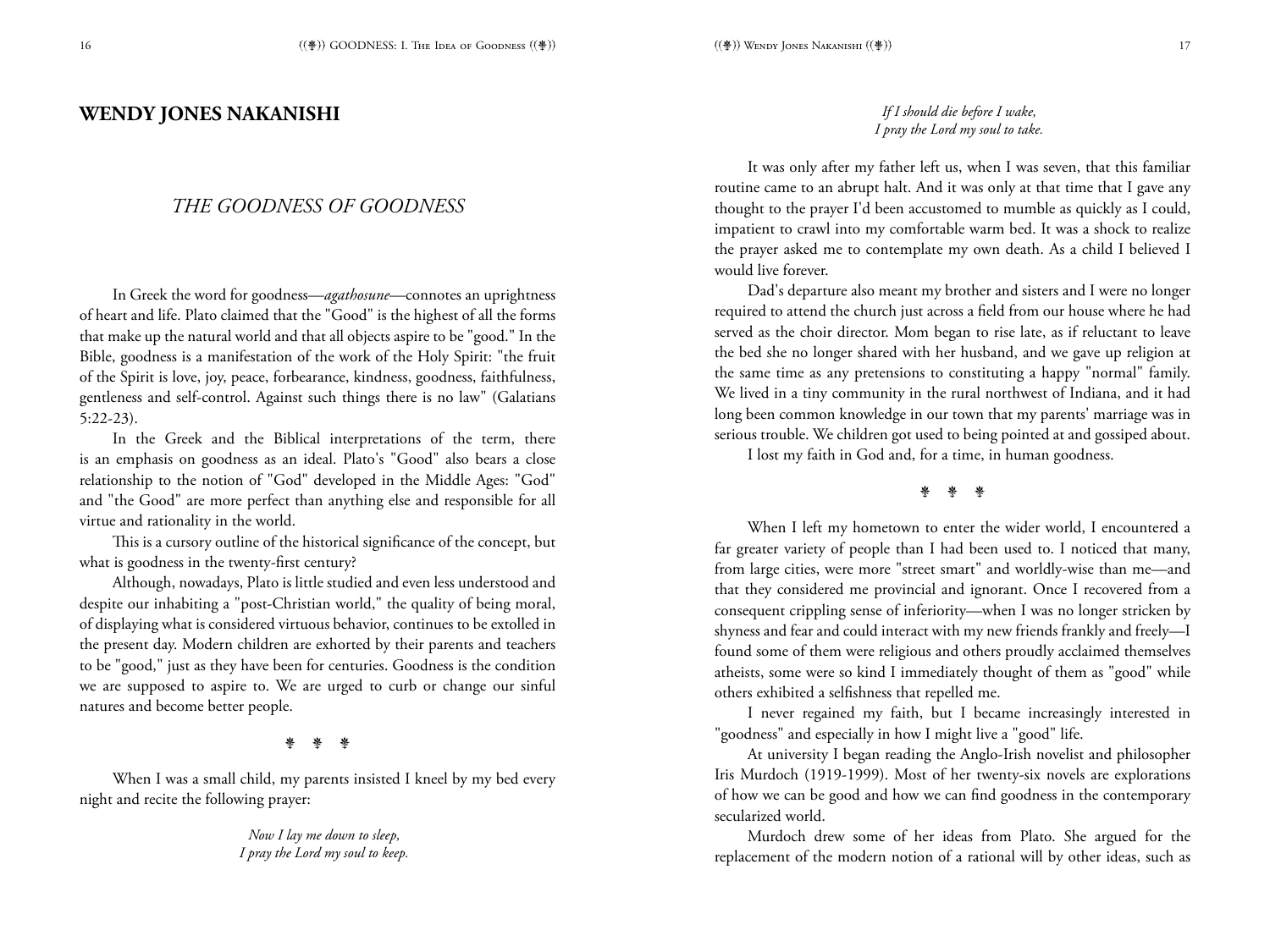## WENDY JONES NAKANISHI

### *THE GOODNESS OF GOODNESS*

In Greek the word for goodness—*agathosune*—connotes an uprightness of heart and life. Plato claimed that the "Good" is the highest of all the forms that make up the natural world and that all objects aspire to be "good." In the Bible, goodness is a manifestation of the work of the Holy Spirit: "the fruit of the Spirit is love, joy, peace, forbearance, kindness, goodness, faithfulness, gentleness and self-control. Against such things there is no law" (Galatians 5:22-23).

In the Greek and the Biblical interpretations of the term, there is an emphasis on goodness as an ideal. Plato's "Good" also bears a close relationship to the notion of "God" developed in the Middle Ages: "God" and "the Good" are more perfect than anything else and responsible for all virtue and rationality in the world.

This is a cursory outline of the historical significance of the concept, but what is goodness in the twenty-first century?

Although, nowadays, Plato is little studied and even less understood and despite our inhabiting a "post-Christian world," the quality of being moral, of displaying what is considered virtuous behavior, continues to be extolled in the present day. Modern children are exhorted by their parents and teachers to be "good," just as they have been for centuries. Goodness is the condition we are supposed to aspire to. We are urged to curb or change our sinful natures and become better people.

⁂

When I was a small child, my parents insisted I kneel by my bed every night and recite the following prayer:

*Now I lay me down to sleep,*
*I pray the Lord my soul to keep.*
*If I should die before I wake,*
*I pray the Lord my soul to take.*

It was only after my father left us, when I was seven, that this familiar routine came to an abrupt halt. And it was only at that time that I gave any thought to the prayer I'd been accustomed to mumble as quickly as I could, impatient to crawl into my comfortable warm bed. It was a shock to realize the prayer asked me to contemplate my own death. As a child I believed I would live forever.

Dad's departure also meant my brother and sisters and I were no longer required to attend the church just across a field from our house where he had served as the choir director. Mom began to rise late, as if reluctant to leave the bed she no longer shared with her husband, and we gave up religion at the same time as any pretensions to constituting a happy "normal" family. We lived in a tiny community in the rural northwest of Indiana, and it had long been common knowledge in our town that my parents' marriage was in serious trouble. We children got used to being pointed at and gossiped about.

I lost my faith in God and, for a time, in human goodness.

⁂

When I left my hometown to enter the wider world, I encountered a far greater variety of people than I had been used to. I noticed that many, from large cities, were more "street smart" and worldly-wise than me—and that they considered me provincial and ignorant. Once I recovered from a consequent crippling sense of inferiority—when I was no longer stricken by shyness and fear and could interact with my new friends frankly and freely—I found some of them were religious and others proudly acclaimed themselves atheists, some were so kind I immediately thought of them as "good" while others exhibited a selfishness that repelled me.

I never regained my faith, but I became increasingly interested in "goodness" and especially in how I might live a "good" life.

At university I began reading the Anglo-Irish novelist and philosopher Iris Murdoch (1919-1999). Most of her twenty-six novels are explorations of how we can be good and how we can find goodness in the contemporary secularized world.

Murdoch drew some of her ideas from Plato. She argued for the replacement of the modern notion of a rational will by other ideas, such as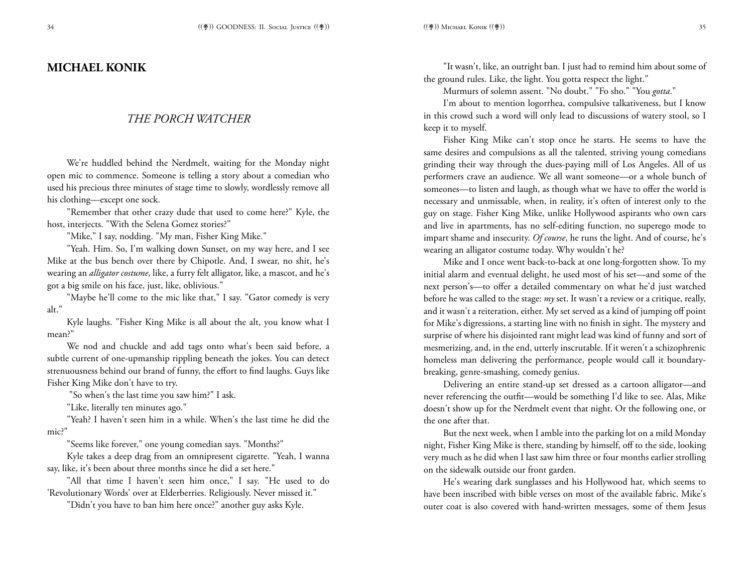## MICHAEL KONIK

### *THE PORCH WATCHER*

We're huddled behind the Nerdmelt, waiting for the Monday night open mic to commence. Someone is telling a story about a comedian who used his precious three minutes of stage time to slowly, wordlessly remove all his clothing—except one sock.

"Remember that other crazy dude that used to come here?" Kyle, the host, interjects. "With the Selena Gomez stories?"

"Mike," I say, nodding. "My man, Fisher King Mike."

"Yeah. Him. So, I'm walking down Sunset, on my way here, and I see Mike at the bus bench over there by Chipotle. And, I swear, no shit, he's wearing an *alligator costume*, like, a furry felt alligator, like, a mascot, and he's got a big smile on his face, just, like, oblivious."

"Maybe he'll come to the mic like that," I say. "Gator comedy is very alt."

Kyle laughs. "Fisher King Mike is all about the alt, you know what I mean?"

We nod and chuckle and add tags onto what's been said before, a subtle current of one-upmanship rippling beneath the jokes. You can detect strenuousness behind our brand of funny, the effort to find laughs. Guys like Fisher King Mike don't have to try.

"So when's the last time you saw him?" I ask.

"Like, literally ten minutes ago."

"Yeah? I haven't seen him in a while. When's the last time he did the mic?"

"Seems like forever," one young comedian says. "Months?"

Kyle takes a deep drag from an omnipresent cigarette. "Yeah, I wanna say, like, it's been about three months since he did a set here."

"All that time I haven't seen him once," I say. "He used to do 'Revolutionary Words' over at Elderberries. Religiously. Never missed it."

"Didn't you have to ban him here once?" another guy asks Kyle.

"It wasn't, like, an outright ban. I just had to remind him about some of the ground rules. Like, the light. You gotta respect the light."

Murmurs of solemn assent. "No doubt." "Fo sho." "You *gotta*."

I'm about to mention logorrhea, compulsive talkativeness, but I know in this crowd such a word will only lead to discussions of watery stool, so I keep it to myself.

Fisher King Mike can't stop once he starts. He seems to have the same desires and compulsions as all the talented, striving young comedians grinding their way through the dues-paying mill of Los Angeles. All of us performers crave an audience. We all want someone—or a whole bunch of someones—to listen and laugh, as though what we have to offer the world is necessary and unmissable, when, in reality, it's often of interest only to the guy on stage. Fisher King Mike, unlike Hollywood aspirants who own cars and live in apartments, has no self-editing function, no superego mode to impart shame and insecurity. *Of course*, he runs the light. And of course, he's wearing an alligator costume today. Why wouldn't he?

Mike and I once went back-to-back at one long-forgotten show. To my initial alarm and eventual delight, he used most of his set—and some of the next person's—to offer a detailed commentary on what he'd just watched before he was called to the stage: *my* set. It wasn't a review or a critique, really, and it wasn't a reiteration, either. My set served as a kind of jumping off point for Mike's digressions, a starting line with no finish in sight. The mystery and surprise of where his disjointed rant might lead was kind of funny and sort of mesmerizing, and, in the end, utterly inscrutable. If it weren't a schizophrenic homeless man delivering the performance, people would call it boundary-breaking, genre-smashing, comedy genius.

Delivering an entire stand-up set dressed as a cartoon alligator—and never referencing the outfit—would be something I'd like to see. Alas, Mike doesn't show up for the Nerdmelt event that night. Or the following one, or the one after that.

But the next week, when I amble into the parking lot on a mild Monday night, Fisher King Mike is there, standing by himself, off to the side, looking very much as he did when I last saw him three or four months earlier strolling on the sidewalk outside our front garden.

He's wearing dark sunglasses and his Hollywood hat, which seems to have been inscribed with bible verses on most of the available fabric. Mike's outer coat is also covered with hand-written messages, some of them Jesus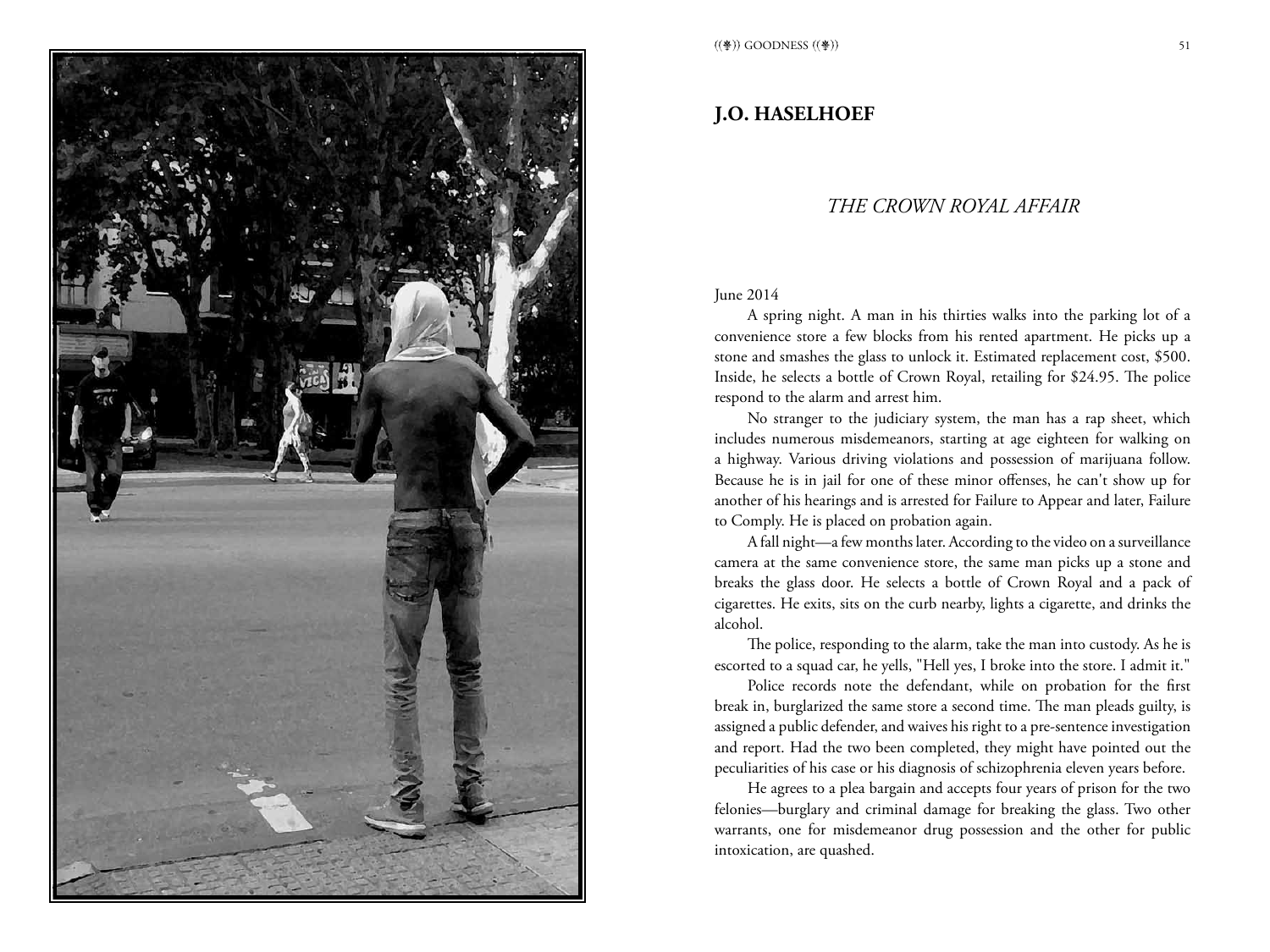## J.O. HASELHOEF

### *THE CROWN ROYAL AFFAIR*

June 2014

A spring night. A man in his thirties walks into the parking lot of a convenience store a few blocks from his rented apartment. He picks up a stone and smashes the glass to unlock it. Estimated replacement cost, $500. Inside, he selects a bottle of Crown Royal, retailing for $24.95. The police respond to the alarm and arrest him.

No stranger to the judiciary system, the man has a rap sheet, which includes numerous misdemeanors, starting at age eighteen for walking on a highway. Various driving violations and possession of marijuana follow. Because he is in jail for one of these minor offenses, he can't show up for another of his hearings and is arrested for Failure to Appear and later, Failure to Comply. He is placed on probation again.

A fall night—a few months later. According to the video on a surveillance camera at the same convenience store, the same man picks up a stone and breaks the glass door. He selects a bottle of Crown Royal and a pack of cigarettes. He exits, sits on the curb nearby, lights a cigarette, and drinks the alcohol.

The police, responding to the alarm, take the man into custody. As he is escorted to a squad car, he yells, "Hell yes, I broke into the store. I admit it."

Police records note the defendant, while on probation for the first break in, burglarized the same store a second time. The man pleads guilty, is assigned a public defender, and waives his right to a pre-sentence investigation and report. Had the two been completed, they might have pointed out the peculiarities of his case or his diagnosis of schizophrenia eleven years before.

He agrees to a plea bargain and accepts four years of prison for the two felonies—burglary and criminal damage for breaking the glass. Two other warrants, one for misdemeanor drug possession and the other for public intoxication, are quashed.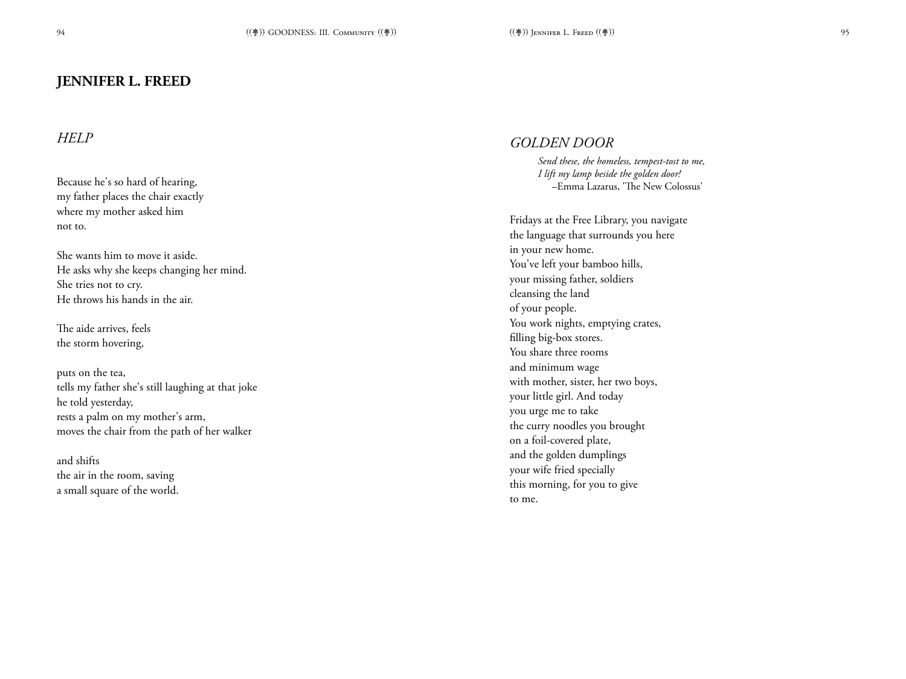## JENNIFER L. FREED

### *HELP*

Because he's so hard of hearing,  
my father places the chair exactly  
where my mother asked him  
not to.

She wants him to move it aside.  
He asks why she keeps changing her mind.  
She tries not to cry.  
He throws his hands in the air.

The aide arrives, feels  
the storm hovering,

puts on the tea,  
tells my father she's still laughing at that joke  
he told yesterday,  
rests a palm on my mother's arm,  
moves the chair from the path of her walker

and shifts  
the air in the room, saving  
a small square of the world.

### *GOLDEN DOOR*

> *Send these, the homeless, tempest-tost to me,*  
> *I lift my lamp beside the golden door!*  
> –Emma Lazarus, 'The New Colossus'

Fridays at the Free Library, you navigate  
the language that surrounds you here  
in your new home.  
You've left your bamboo hills,  
your missing father, soldiers  
cleansing the land  
of your people.  
You work nights, emptying crates,  
filling big-box stores.  
You share three rooms  
and minimum wage  
with mother, sister, her two boys,  
your little girl. And today  
you urge me to take  
the curry noodles you brought  
on a foil-covered plate,  
and the golden dumplings  
your wife fried specially  
this morning, for you to give  
to me.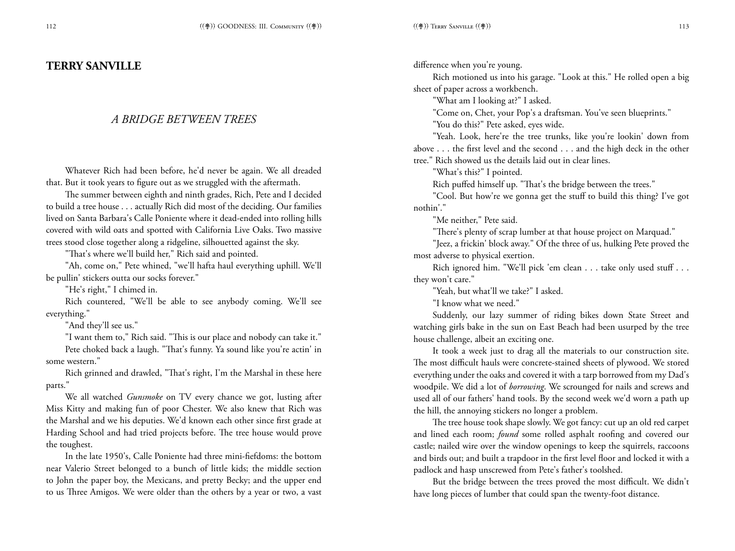## TERRY SANVILLE

### *A BRIDGE BETWEEN TREES*

Whatever Rich had been before, he'd never be again. We all dreaded that. But it took years to figure out as we struggled with the aftermath.

The summer between eighth and ninth grades, Rich, Pete and I decided to build a tree house . . . actually Rich did most of the deciding. Our families lived on Santa Barbara's Calle Poniente where it dead-ended into rolling hills covered with wild oats and spotted with California Live Oaks. Two massive trees stood close together along a ridgeline, silhouetted against the sky.

"That's where we'll build her," Rich said and pointed.

"Ah, come on," Pete whined, "we'll hafta haul everything uphill. We'll be pullin' stickers outta our socks forever."

"He's right," I chimed in.

Rich countered, "We'll be able to see anybody coming. We'll see everything."

"And they'll see us."

"I want them to," Rich said. "This is our place and nobody can take it."

Pete choked back a laugh. "That's funny. Ya sound like you're actin' in some western."

Rich grinned and drawled, "That's right, I'm the Marshal in these here parts."

We all watched *Gunsmoke* on TV every chance we got, lusting after Miss Kitty and making fun of poor Chester. We also knew that Rich was the Marshal and we his deputies. We'd known each other since first grade at Harding School and had tried projects before. The tree house would prove the toughest.

In the late 1950's, Calle Poniente had three mini-fiefdoms: the bottom near Valerio Street belonged to a bunch of little kids; the middle section to John the paper boy, the Mexicans, and pretty Becky; and the upper end to us Three Amigos. We were older than the others by a year or two, a vast difference when you're young.

Rich motioned us into his garage. "Look at this." He rolled open a big sheet of paper across a workbench.

"What am I looking at?" I asked.

"Come on, Chet, your Pop's a draftsman. You've seen blueprints."

"You do this?" Pete asked, eyes wide.

"Yeah. Look, here're the tree trunks, like you're lookin' down from above . . . the first level and the second . . . and the high deck in the other tree." Rich showed us the details laid out in clear lines.

"What's this?" I pointed.

Rich puffed himself up. "That's the bridge between the trees."

"Cool. But how're we gonna get the stuff to build this thing? I've got nothin'."

"Me neither," Pete said.

"There's plenty of scrap lumber at that house project on Marquad."

"Jeez, a frickin' block away." Of the three of us, hulking Pete proved the most adverse to physical exertion.

Rich ignored him. "We'll pick 'em clean . . . take only used stuff . . . they won't care."

"Yeah, but what'll we take?" I asked.

"I know what we need."

Suddenly, our lazy summer of riding bikes down State Street and watching girls bake in the sun on East Beach had been usurped by the tree house challenge, albeit an exciting one.

It took a week just to drag all the materials to our construction site. The most difficult hauls were concrete-stained sheets of plywood. We stored everything under the oaks and covered it with a tarp borrowed from my Dad's woodpile. We did a lot of *borrowing*. We scrounged for nails and screws and used all of our fathers' hand tools. By the second week we'd worn a path up the hill, the annoying stickers no longer a problem.

The tree house took shape slowly. We got fancy: cut up an old red carpet and lined each room; *found* some rolled asphalt roofing and covered our castle; nailed wire over the window openings to keep the squirrels, raccoons and birds out; and built a trapdoor in the first level floor and locked it with a padlock and hasp unscrewed from Pete's father's toolshed.

But the bridge between the trees proved the most difficult. We didn't have long pieces of lumber that could span the twenty-foot distance.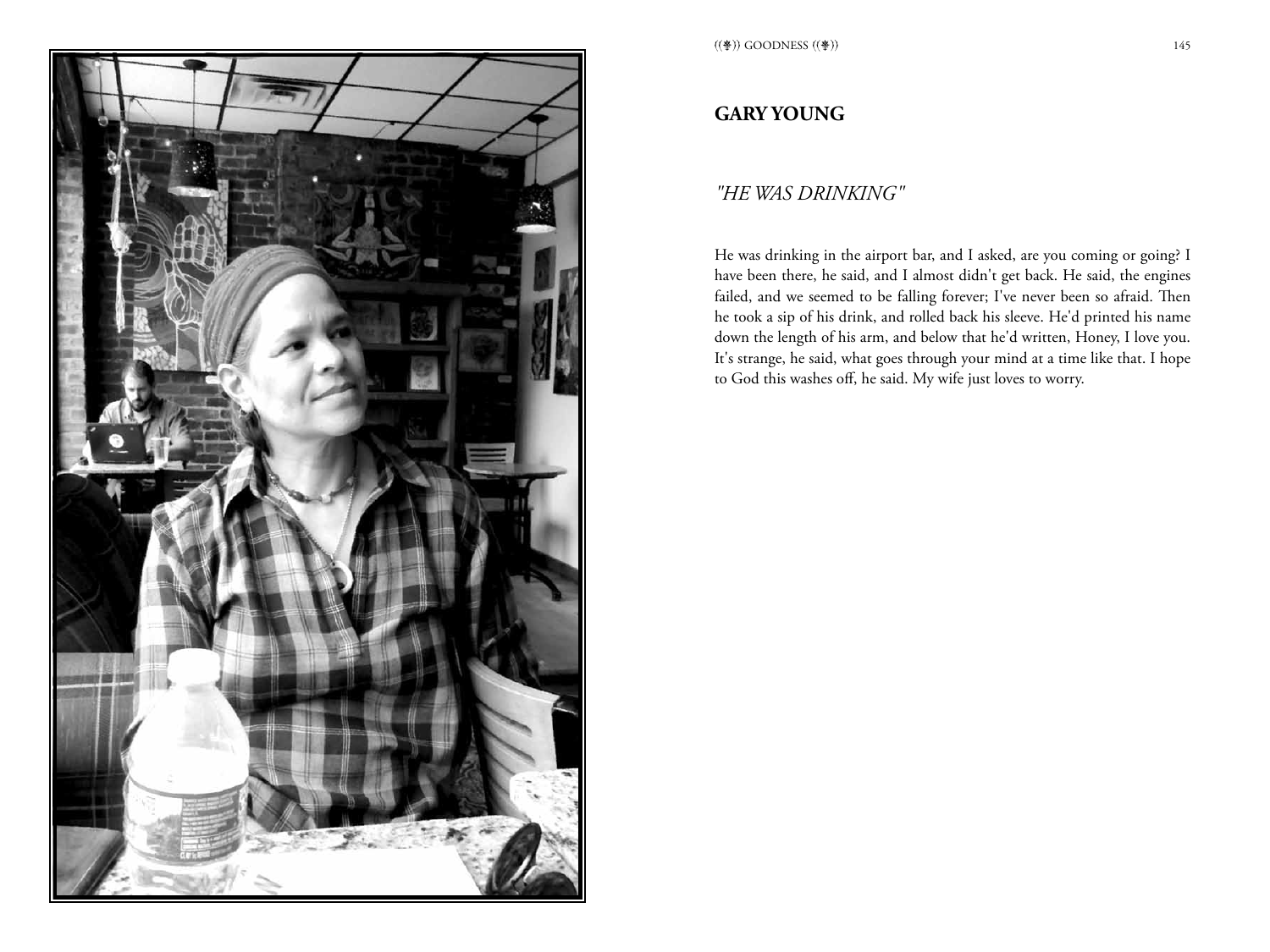## GARY YOUNG

### *"HE WAS DRINKING"*

He was drinking in the airport bar, and I asked, are you coming or going? I have been there, he said, and I almost didn't get back. He said, the engines failed, and we seemed to be falling forever; I've never been so afraid. Then he took a sip of his drink, and rolled back his sleeve. He'd printed his name down the length of his arm, and below that he'd written, Honey, I love you. It's strange, he said, what goes through your mind at a time like that. I hope to God this washes off, he said. My wife just loves to worry.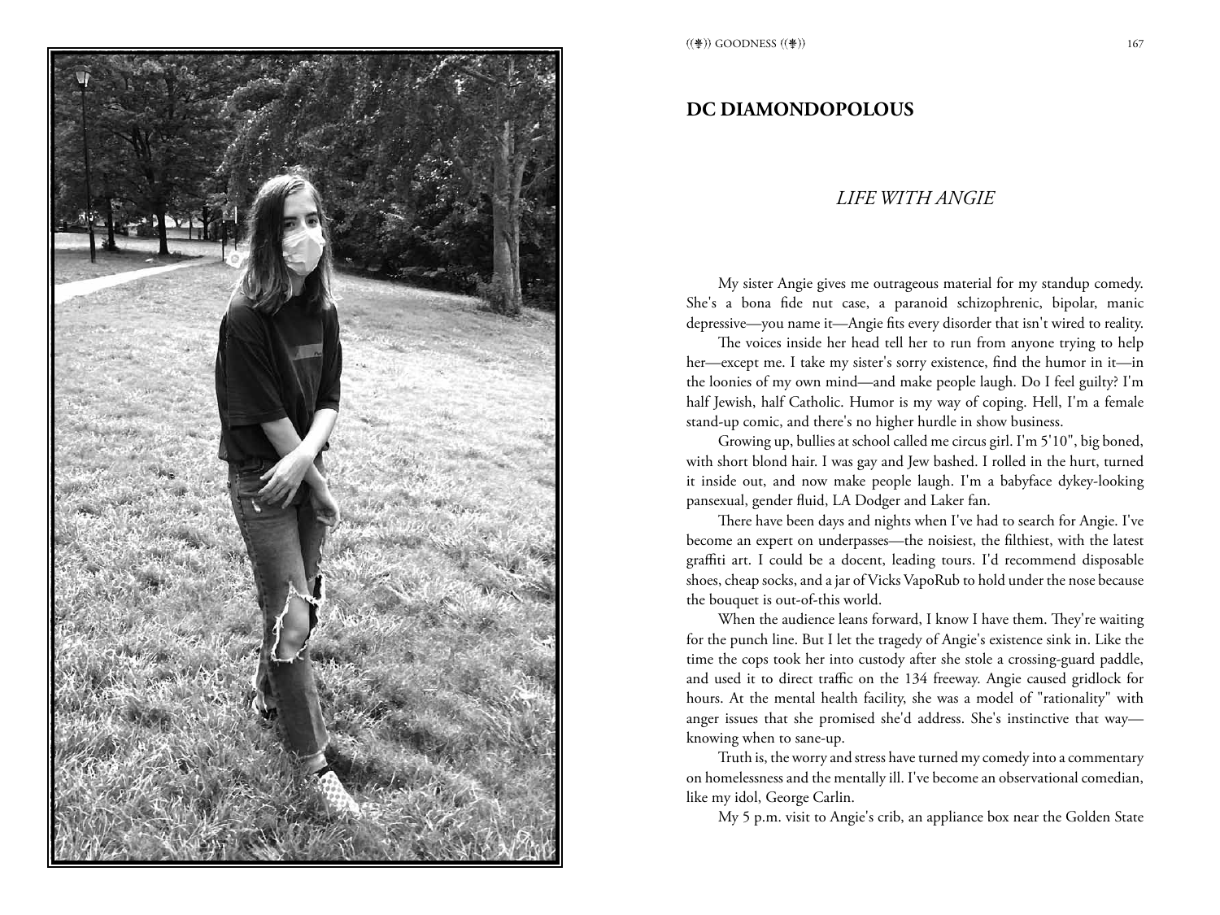## DC DIAMONDOPOLOUS

### *LIFE WITH ANGIE*

My sister Angie gives me outrageous material for my standup comedy. She's a bona fide nut case, a paranoid schizophrenic, bipolar, manic depressive—you name it—Angie fits every disorder that isn't wired to reality.

The voices inside her head tell her to run from anyone trying to help her—except me. I take my sister's sorry existence, find the humor in it—in the loonies of my own mind—and make people laugh. Do I feel guilty? I'm half Jewish, half Catholic. Humor is my way of coping. Hell, I'm a female stand-up comic, and there's no higher hurdle in show business.

Growing up, bullies at school called me circus girl. I'm 5'10", big boned, with short blond hair. I was gay and Jew bashed. I rolled in the hurt, turned it inside out, and now make people laugh. I'm a babyface dykey-looking pansexual, gender fluid, LA Dodger and Laker fan.

There have been days and nights when I've had to search for Angie. I've become an expert on underpasses—the noisiest, the filthiest, with the latest graffiti art. I could be a docent, leading tours. I'd recommend disposable shoes, cheap socks, and a jar of Vicks VapoRub to hold under the nose because the bouquet is out-of-this world.

When the audience leans forward, I know I have them. They're waiting for the punch line. But I let the tragedy of Angie's existence sink in. Like the time the cops took her into custody after she stole a crossing-guard paddle, and used it to direct traffic on the 134 freeway. Angie caused gridlock for hours. At the mental health facility, she was a model of "rationality" with anger issues that she promised she'd address. She's instinctive that way—knowing when to sane-up.

Truth is, the worry and stress have turned my comedy into a commentary on homelessness and the mentally ill. I've become an observational comedian, like my idol, George Carlin.

My 5 p.m. visit to Angie's crib, an appliance box near the Golden State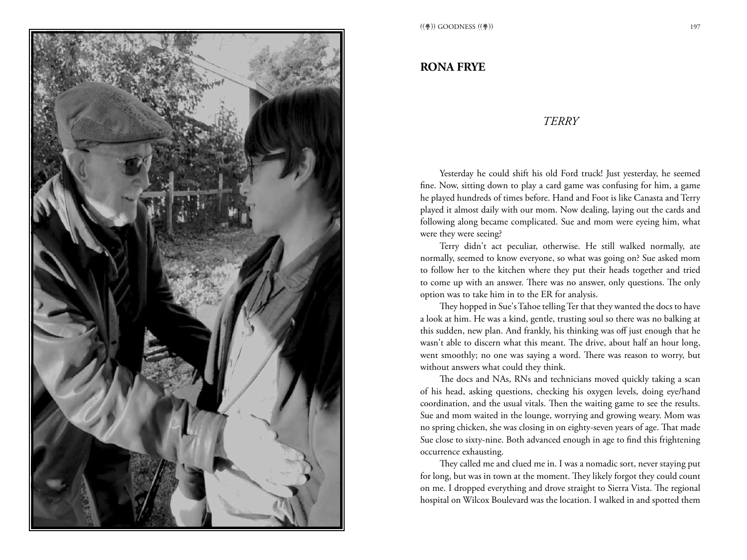## RONA FRYE

### *TERRY*

Yesterday he could shift his old Ford truck! Just yesterday, he seemed fine. Now, sitting down to play a card game was confusing for him, a game he played hundreds of times before. Hand and Foot is like Canasta and Terry played it almost daily with our mom. Now dealing, laying out the cards and following along became complicated. Sue and mom were eyeing him, what were they were seeing?

Terry didn't act peculiar, otherwise. He still walked normally, ate normally, seemed to know everyone, so what was going on? Sue asked mom to follow her to the kitchen where they put their heads together and tried to come up with an answer. There was no answer, only questions. The only option was to take him in to the ER for analysis.

They hopped in Sue's Tahoe telling Ter that they wanted the docs to have a look at him. He was a kind, gentle, trusting soul so there was no balking at this sudden, new plan. And frankly, his thinking was off just enough that he wasn't able to discern what this meant. The drive, about half an hour long, went smoothly; no one was saying a word. There was reason to worry, but without answers what could they think.

The docs and NAs, RNs and technicians moved quickly taking a scan of his head, asking questions, checking his oxygen levels, doing eye/hand coordination, and the usual vitals. Then the waiting game to see the results. Sue and mom waited in the lounge, worrying and growing weary. Mom was no spring chicken, she was closing in on eighty-seven years of age. That made Sue close to sixty-nine. Both advanced enough in age to find this frightening occurrence exhausting.

They called me and clued me in. I was a nomadic sort, never staying put for long, but was in town at the moment. They likely forgot they could count on me. I dropped everything and drove straight to Sierra Vista. The regional hospital on Wilcox Boulevard was the location. I walked in and spotted them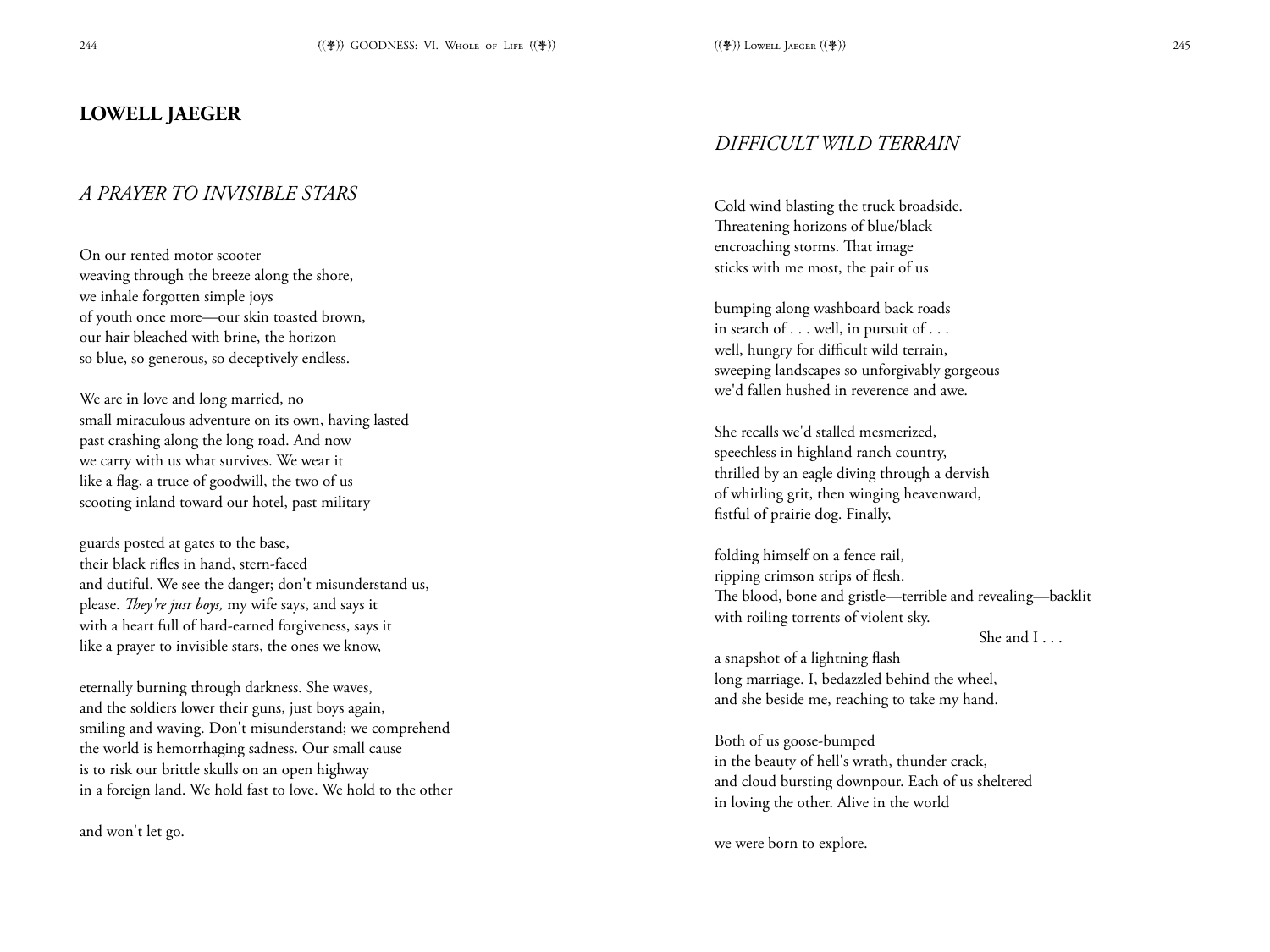## LOWELL JAEGER

### *A PRAYER TO INVISIBLE STARS*

On our rented motor scooter
weaving through the breeze along the shore,
we inhale forgotten simple joys
of youth once more—our skin toasted brown,
our hair bleached with brine, the horizon
so blue, so generous, so deceptively endless.

We are in love and long married, no
small miraculous adventure on its own, having lasted
past crashing along the long road. And now
we carry with us what survives. We wear it
like a flag, a truce of goodwill, the two of us
scooting inland toward our hotel, past military

guards posted at gates to the base,
their black rifles in hand, stern-faced
and dutiful. We see the danger; don't misunderstand us,
please. *They're just boys,* my wife says, and says it
with a heart full of hard-earned forgiveness, says it
like a prayer to invisible stars, the ones we know,

eternally burning through darkness. She waves,
and the soldiers lower their guns, just boys again,
smiling and waving. Don't misunderstand; we comprehend
the world is hemorrhaging sadness. Our small cause
is to risk our brittle skulls on an open highway
in a foreign land. We hold fast to love. We hold to the other

and won't let go.

### *DIFFICULT WILD TERRAIN*

Cold wind blasting the truck broadside.
Threatening horizons of blue/black
encroaching storms. That image
sticks with me most, the pair of us

bumping along washboard back roads
in search of . . . well, in pursuit of . . .
well, hungry for difficult wild terrain,
sweeping landscapes so unforgivably gorgeous
we'd fallen hushed in reverence and awe.

She recalls we'd stalled mesmerized,
speechless in highland ranch country,
thrilled by an eagle diving through a dervish
of whirling grit, then winging heavenward,
fistful of prairie dog. Finally,

folding himself on a fence rail,
ripping crimson strips of flesh.
The blood, bone and gristle—terrible and revealing—backlit
with roiling torrents of violent sky.
                                                  She and I . . .
a snapshot of a lightning flash
long marriage. I, bedazzled behind the wheel,
and she beside me, reaching to take my hand.

Both of us goose-bumped
in the beauty of hell's wrath, thunder crack,
and cloud bursting downpour. Each of us sheltered
in loving the other. Alive in the world

we were born to explore.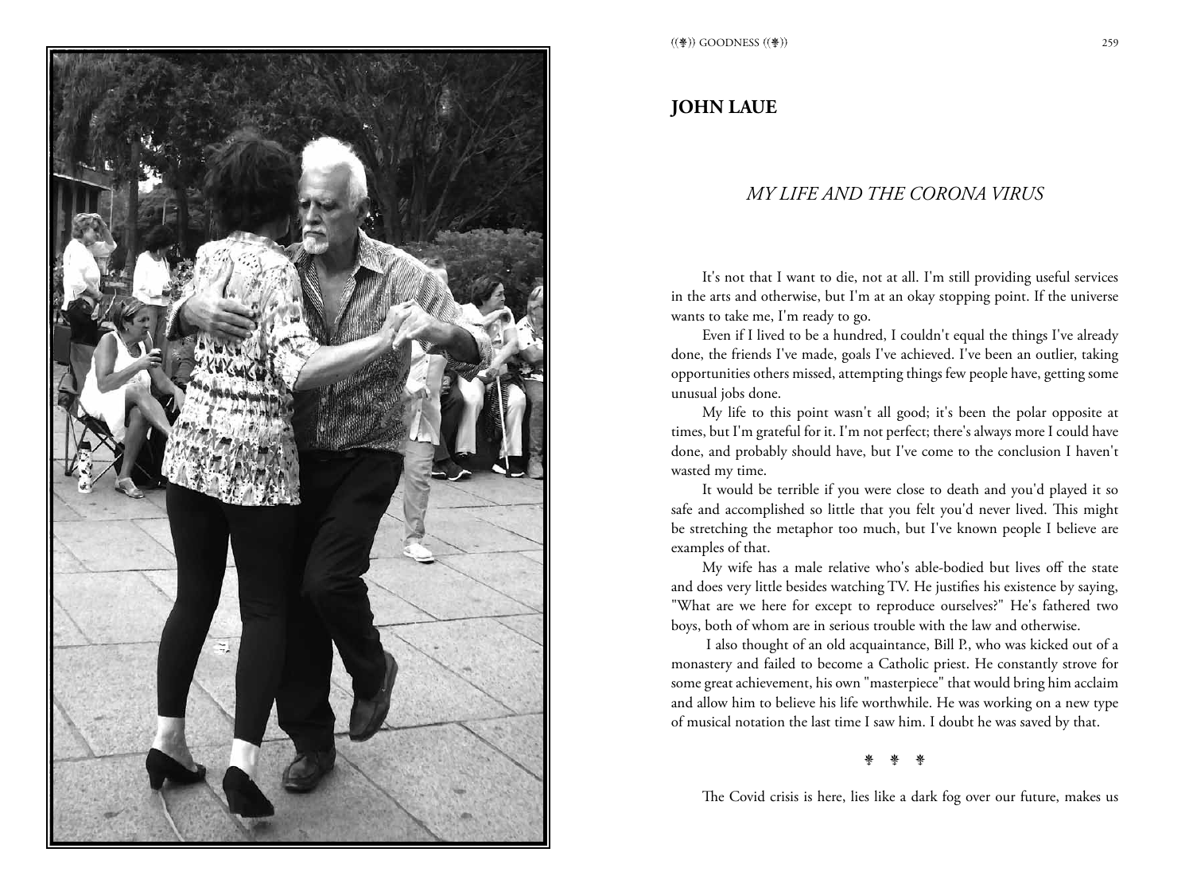## JOHN LAUE

### *MY LIFE AND THE CORONA VIRUS*

It's not that I want to die, not at all. I'm still providing useful services in the arts and otherwise, but I'm at an okay stopping point. If the universe wants to take me, I'm ready to go.

Even if I lived to be a hundred, I couldn't equal the things I've already done, the friends I've made, goals I've achieved. I've been an outlier, taking opportunities others missed, attempting things few people have, getting some unusual jobs done.

My life to this point wasn't all good; it's been the polar opposite at times, but I'm grateful for it. I'm not perfect; there's always more I could have done, and probably should have, but I've come to the conclusion I haven't wasted my time.

It would be terrible if you were close to death and you'd played it so safe and accomplished so little that you felt you'd never lived. This might be stretching the metaphor too much, but I've known people I believe are examples of that.

My wife has a male relative who's able-bodied but lives off the state and does very little besides watching TV. He justifies his existence by saying, "What are we here for except to reproduce ourselves?" He's fathered two boys, both of whom are in serious trouble with the law and otherwise.

I also thought of an old acquaintance, Bill P., who was kicked out of a monastery and failed to become a Catholic priest. He constantly strove for some great achievement, his own "masterpiece" that would bring him acclaim and allow him to believe his life worthwhile. He was working on a new type of musical notation the last time I saw him. I doubt he was saved by that.

⁂

The Covid crisis is here, lies like a dark fog over our future, makes us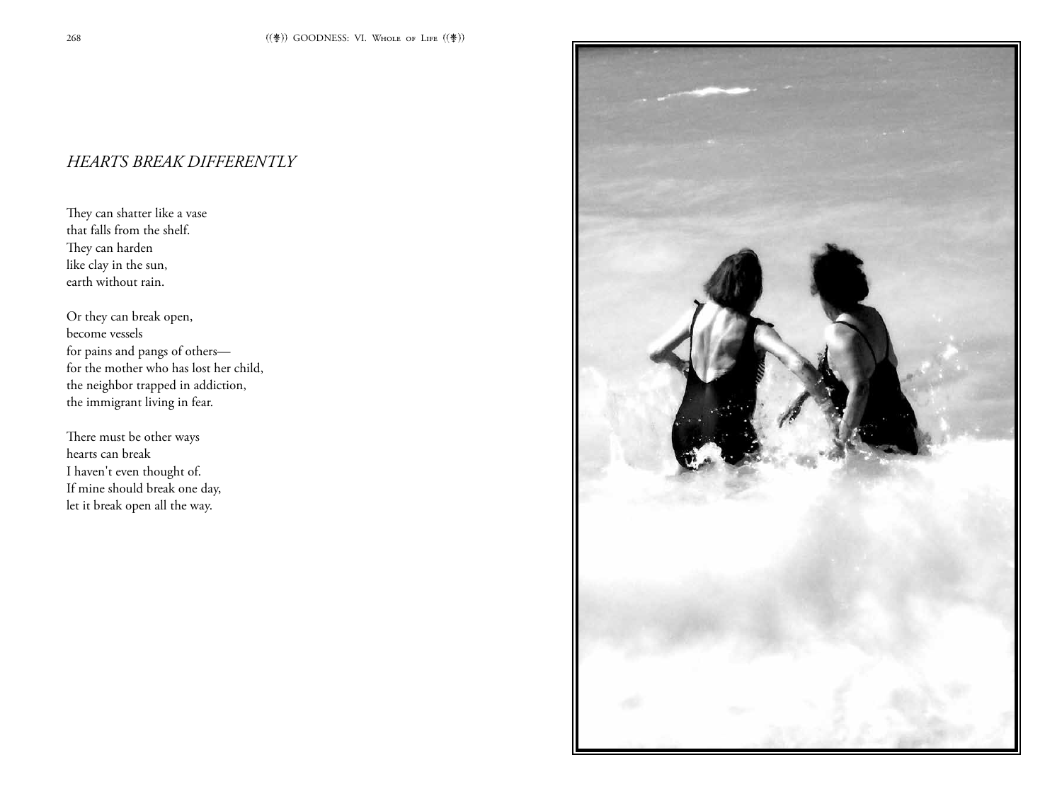## *HEARTS BREAK DIFFERENTLY*

They can shatter like a vase
that falls from the shelf.
They can harden
like clay in the sun,
earth without rain.

Or they can break open,
become vessels
for pains and pangs of others—
for the mother who has lost her child,
the neighbor trapped in addiction,
the immigrant living in fear.

There must be other ways
hearts can break
I haven't even thought of.
If mine should break one day,
let it break open all the way.